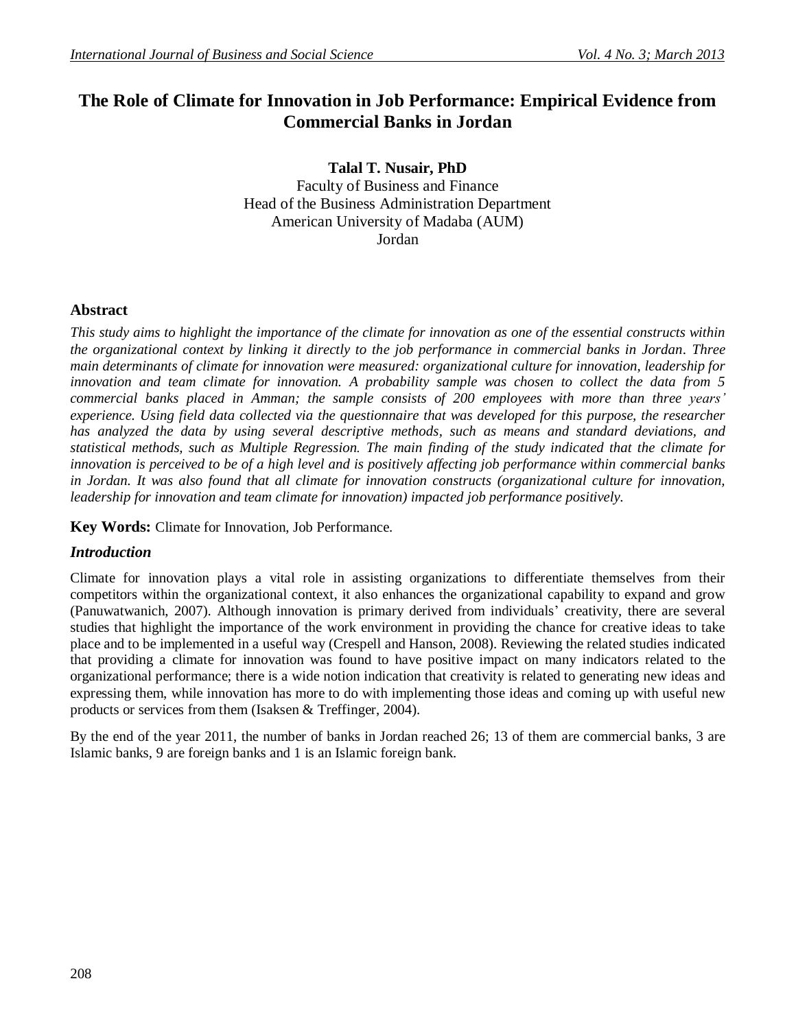# The Role of Climate for Innovation in Job Performance: Empirical Evidence from Commercial Banks in Jordan

**Talal T. Nusair, PhD**
Faculty of Business and Finance
Head of the Business Administration Department
American University of Madaba (AUM)
Jordan

## Abstract

*This study aims to highlight the importance of the climate for innovation as one of the essential constructs within the organizational context by linking it directly to the job performance in commercial banks in Jordan. Three main determinants of climate for innovation were measured: organizational culture for innovation, leadership for innovation and team climate for innovation. A probability sample was chosen to collect the data from 5 commercial banks placed in Amman; the sample consists of 200 employees with more than three years' experience. Using field data collected via the questionnaire that was developed for this purpose, the researcher has analyzed the data by using several descriptive methods, such as means and standard deviations, and statistical methods, such as Multiple Regression. The main finding of the study indicated that the climate for innovation is perceived to be of a high level and is positively affecting job performance within commercial banks in Jordan. It was also found that all climate for innovation constructs (organizational culture for innovation, leadership for innovation and team climate for innovation) impacted job performance positively.*

**Key Words:** Climate for Innovation, Job Performance.

## *Introduction*

Climate for innovation plays a vital role in assisting organizations to differentiate themselves from their competitors within the organizational context, it also enhances the organizational capability to expand and grow (Panuwatwanich, 2007). Although innovation is primary derived from individuals' creativity, there are several studies that highlight the importance of the work environment in providing the chance for creative ideas to take place and to be implemented in a useful way (Crespell and Hanson, 2008). Reviewing the related studies indicated that providing a climate for innovation was found to have positive impact on many indicators related to the organizational performance; there is a wide notion indication that creativity is related to generating new ideas and expressing them, while innovation has more to do with implementing those ideas and coming up with useful new products or services from them (Isaksen & Treffinger, 2004).

By the end of the year 2011, the number of banks in Jordan reached 26; 13 of them are commercial banks, 3 are Islamic banks, 9 are foreign banks and 1 is an Islamic foreign bank.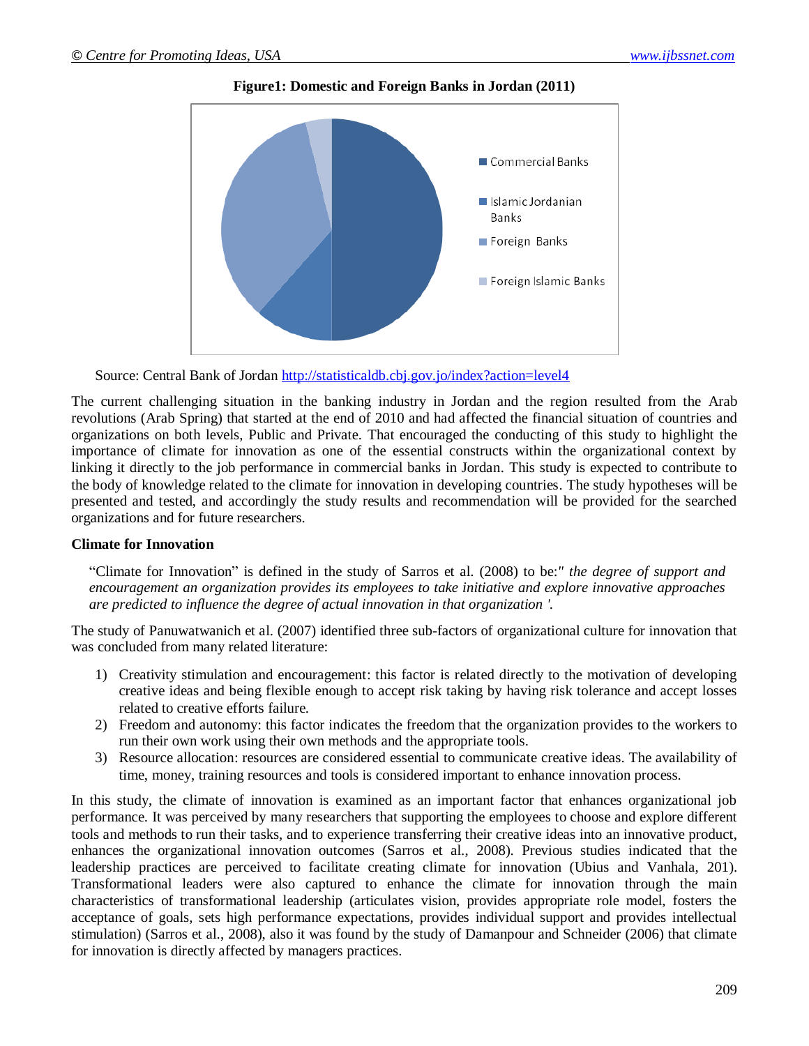**Figure1: Domestic and Foreign Banks in Jordan (2011)**

Commercial Banks

Islamic Jordanian Banks

Foreign Banks

Foreign Islamic Banks

Source: Central Bank of Jordan http://statisticaldb.cbj.gov.jo/index?action=level4

The current challenging situation in the banking industry in Jordan and the region resulted from the Arab revolutions (Arab Spring) that started at the end of 2010 and had affected the financial situation of countries and organizations on both levels, Public and Private. That encouraged the conducting of this study to highlight the importance of climate for innovation as one of the essential constructs within the organizational context by linking it directly to the job performance in commercial banks in Jordan. This study is expected to contribute to the body of knowledge related to the climate for innovation in developing countries. The study hypotheses will be presented and tested, and accordingly the study results and recommendation will be provided for the searched organizations and for future researchers.

**Climate for Innovation**

"Climate for Innovation" is defined in the study of Sarros et al. (2008) to be:*" the degree of support and encouragement an organization provides its employees to take initiative and explore innovative approaches are predicted to influence the degree of actual innovation in that organization '.*

The study of Panuwatwanich et al. (2007) identified three sub-factors of organizational culture for innovation that was concluded from many related literature:

1) Creativity stimulation and encouragement: this factor is related directly to the motivation of developing creative ideas and being flexible enough to accept risk taking by having risk tolerance and accept losses related to creative efforts failure.
2) Freedom and autonomy: this factor indicates the freedom that the organization provides to the workers to run their own work using their own methods and the appropriate tools.
3) Resource allocation: resources are considered essential to communicate creative ideas. The availability of time, money, training resources and tools is considered important to enhance innovation process.

In this study, the climate of innovation is examined as an important factor that enhances organizational job performance. It was perceived by many researchers that supporting the employees to choose and explore different tools and methods to run their tasks, and to experience transferring their creative ideas into an innovative product, enhances the organizational innovation outcomes (Sarros et al., 2008). Previous studies indicated that the leadership practices are perceived to facilitate creating climate for innovation (Ubius and Vanhala, 201). Transformational leaders were also captured to enhance the climate for innovation through the main characteristics of transformational leadership (articulates vision, provides appropriate role model, fosters the acceptance of goals, sets high performance expectations, provides individual support and provides intellectual stimulation) (Sarros et al., 2008), also it was found by the study of Damanpour and Schneider (2006) that climate for innovation is directly affected by managers practices.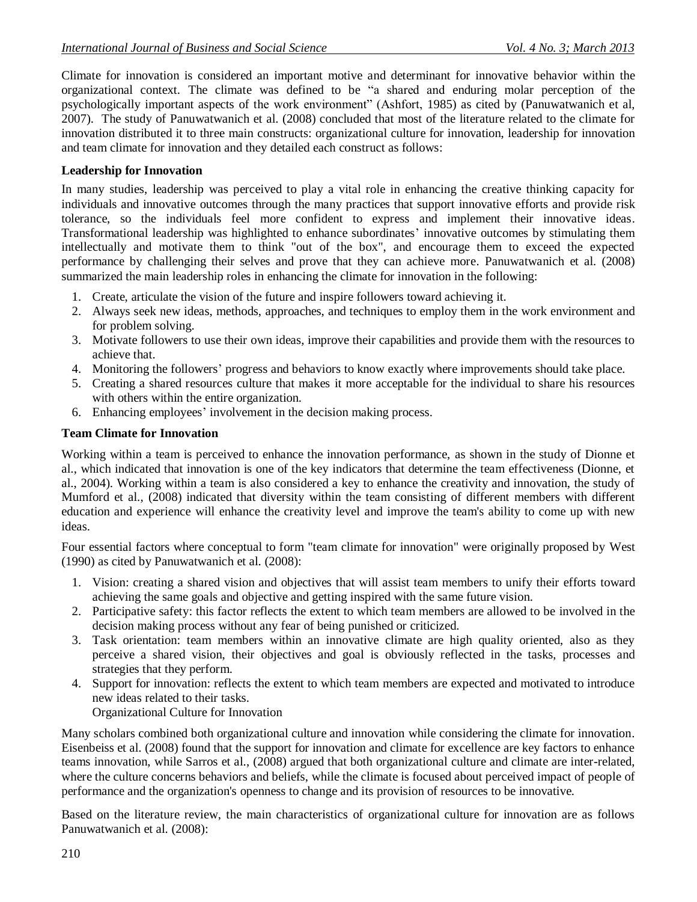Climate for innovation is considered an important motive and determinant for innovative behavior within the organizational context. The climate was defined to be "a shared and enduring molar perception of the psychologically important aspects of the work environment" (Ashfort, 1985) as cited by (Panuwatwanich et al, 2007). The study of Panuwatwanich et al. (2008) concluded that most of the literature related to the climate for innovation distributed it to three main constructs: organizational culture for innovation, leadership for innovation and team climate for innovation and they detailed each construct as follows:

**Leadership for Innovation**

In many studies, leadership was perceived to play a vital role in enhancing the creative thinking capacity for individuals and innovative outcomes through the many practices that support innovative efforts and provide risk tolerance, so the individuals feel more confident to express and implement their innovative ideas. Transformational leadership was highlighted to enhance subordinates' innovative outcomes by stimulating them intellectually and motivate them to think "out of the box", and encourage them to exceed the expected performance by challenging their selves and prove that they can achieve more. Panuwatwanich et al. (2008) summarized the main leadership roles in enhancing the climate for innovation in the following:

1. Create, articulate the vision of the future and inspire followers toward achieving it.
2. Always seek new ideas, methods, approaches, and techniques to employ them in the work environment and for problem solving.
3. Motivate followers to use their own ideas, improve their capabilities and provide them with the resources to achieve that.
4. Monitoring the followers' progress and behaviors to know exactly where improvements should take place.
5. Creating a shared resources culture that makes it more acceptable for the individual to share his resources with others within the entire organization.
6. Enhancing employees' involvement in the decision making process.

**Team Climate for Innovation**

Working within a team is perceived to enhance the innovation performance, as shown in the study of Dionne et al., which indicated that innovation is one of the key indicators that determine the team effectiveness (Dionne, et al., 2004). Working within a team is also considered a key to enhance the creativity and innovation, the study of Mumford et al., (2008) indicated that diversity within the team consisting of different members with different education and experience will enhance the creativity level and improve the team's ability to come up with new ideas.

Four essential factors where conceptual to form "team climate for innovation" were originally proposed by West (1990) as cited by Panuwatwanich et al. (2008):

1. Vision: creating a shared vision and objectives that will assist team members to unify their efforts toward achieving the same goals and objective and getting inspired with the same future vision.
2. Participative safety: this factor reflects the extent to which team members are allowed to be involved in the decision making process without any fear of being punished or criticized.
3. Task orientation: team members within an innovative climate are high quality oriented, also as they perceive a shared vision, their objectives and goal is obviously reflected in the tasks, processes and strategies that they perform.
4. Support for innovation: reflects the extent to which team members are expected and motivated to introduce new ideas related to their tasks.

Organizational Culture for Innovation

Many scholars combined both organizational culture and innovation while considering the climate for innovation. Eisenbeiss et al. (2008) found that the support for innovation and climate for excellence are key factors to enhance teams innovation, while Sarros et al., (2008) argued that both organizational culture and climate are inter-related, where the culture concerns behaviors and beliefs, while the climate is focused about perceived impact of people of performance and the organization's openness to change and its provision of resources to be innovative.

Based on the literature review, the main characteristics of organizational culture for innovation are as follows Panuwatwanich et al. (2008):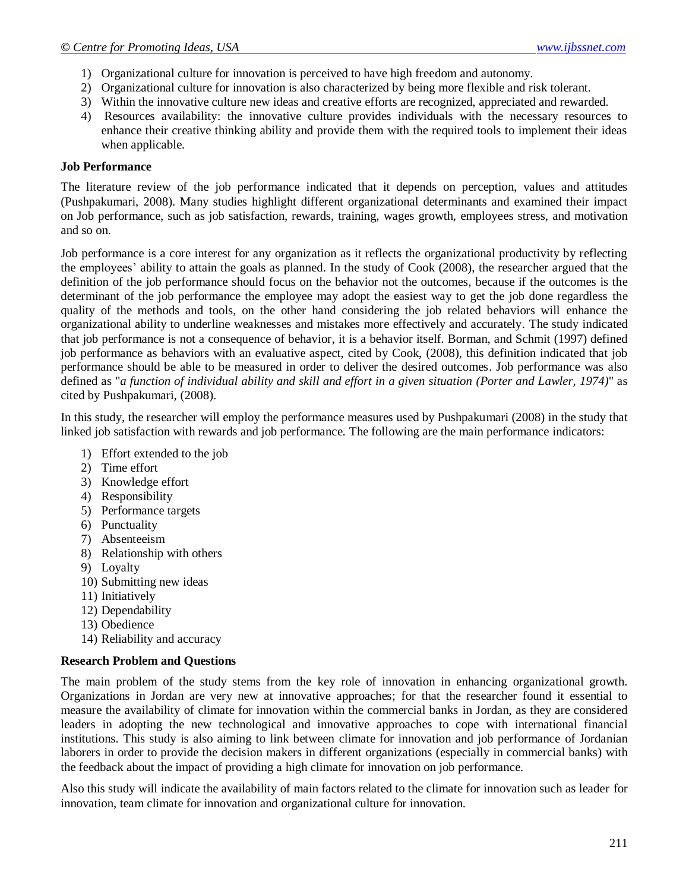1) Organizational culture for innovation is perceived to have high freedom and autonomy.
2) Organizational culture for innovation is also characterized by being more flexible and risk tolerant.
3) Within the innovative culture new ideas and creative efforts are recognized, appreciated and rewarded.
4) Resources availability: the innovative culture provides individuals with the necessary resources to enhance their creative thinking ability and provide them with the required tools to implement their ideas when applicable.

**Job Performance**

The literature review of the job performance indicated that it depends on perception, values and attitudes (Pushpakumari, 2008). Many studies highlight different organizational determinants and examined their impact on Job performance, such as job satisfaction, rewards, training, wages growth, employees stress, and motivation and so on.

Job performance is a core interest for any organization as it reflects the organizational productivity by reflecting the employees' ability to attain the goals as planned. In the study of Cook (2008), the researcher argued that the definition of the job performance should focus on the behavior not the outcomes, because if the outcomes is the determinant of the job performance the employee may adopt the easiest way to get the job done regardless the quality of the methods and tools, on the other hand considering the job related behaviors will enhance the organizational ability to underline weaknesses and mistakes more effectively and accurately. The study indicated that job performance is not a consequence of behavior, it is a behavior itself. Borman, and Schmit (1997) defined job performance as behaviors with an evaluative aspect, cited by Cook, (2008), this definition indicated that job performance should be able to be measured in order to deliver the desired outcomes. Job performance was also defined as "*a function of individual ability and skill and effort in a given situation (Porter and Lawler, 1974)*" as cited by Pushpakumari, (2008).

In this study, the researcher will employ the performance measures used by Pushpakumari (2008) in the study that linked job satisfaction with rewards and job performance. The following are the main performance indicators:

1) Effort extended to the job
2) Time effort
3) Knowledge effort
4) Responsibility
5) Performance targets
6) Punctuality
7) Absenteeism
8) Relationship with others
9) Loyalty
10) Submitting new ideas
11) Initiatively
12) Dependability
13) Obedience
14) Reliability and accuracy

**Research Problem and Questions**

The main problem of the study stems from the key role of innovation in enhancing organizational growth. Organizations in Jordan are very new at innovative approaches; for that the researcher found it essential to measure the availability of climate for innovation within the commercial banks in Jordan, as they are considered leaders in adopting the new technological and innovative approaches to cope with international financial institutions. This study is also aiming to link between climate for innovation and job performance of Jordanian laborers in order to provide the decision makers in different organizations (especially in commercial banks) with the feedback about the impact of providing a high climate for innovation on job performance.

Also this study will indicate the availability of main factors related to the climate for innovation such as leader for innovation, team climate for innovation and organizational culture for innovation.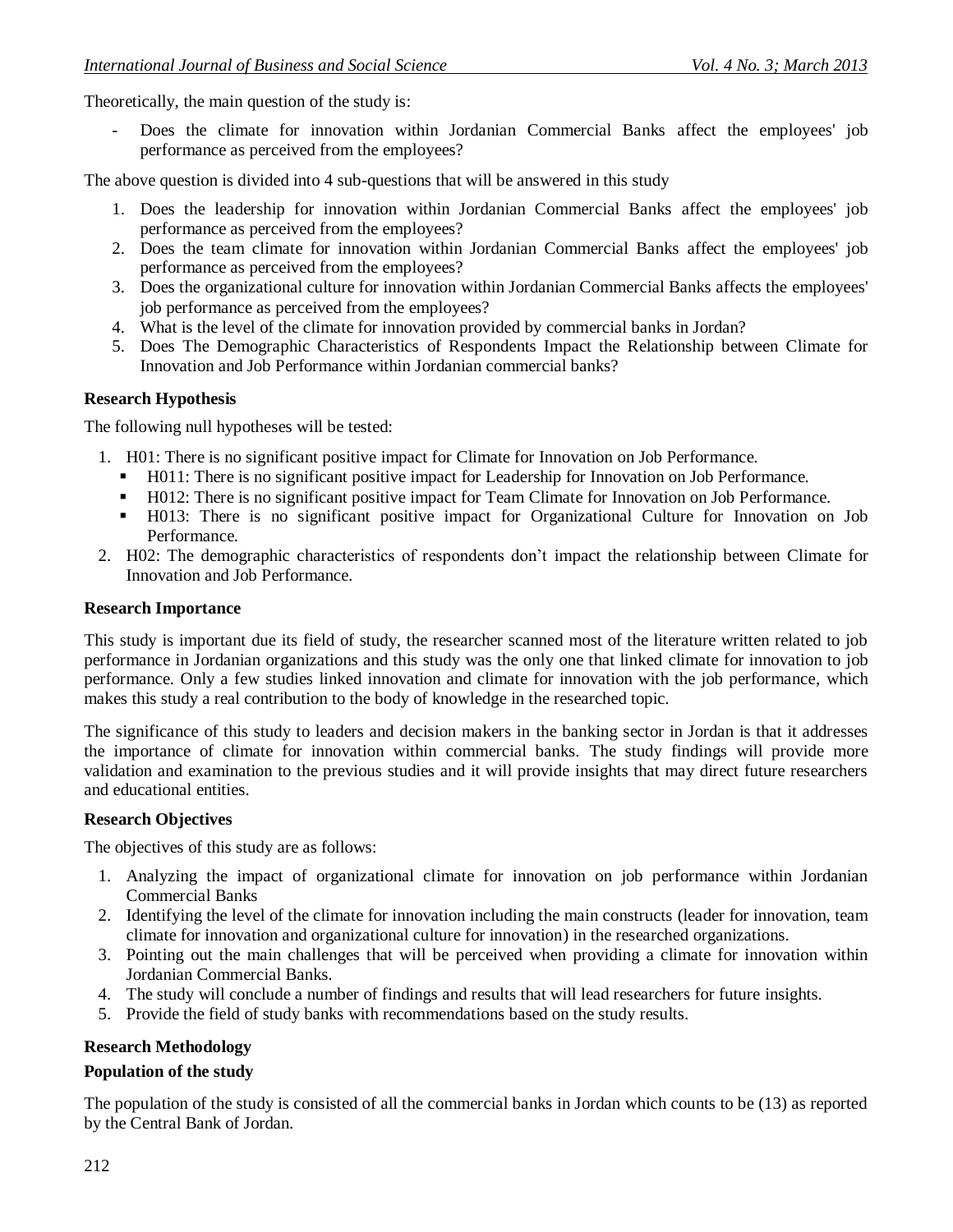Theoretically, the main question of the study is:

- Does the climate for innovation within Jordanian Commercial Banks affect the employees' job performance as perceived from the employees?

The above question is divided into 4 sub-questions that will be answered in this study

1. Does the leadership for innovation within Jordanian Commercial Banks affect the employees' job performance as perceived from the employees?
2. Does the team climate for innovation within Jordanian Commercial Banks affect the employees' job performance as perceived from the employees?
3. Does the organizational culture for innovation within Jordanian Commercial Banks affects the employees' job performance as perceived from the employees?
4. What is the level of the climate for innovation provided by commercial banks in Jordan?
5. Does The Demographic Characteristics of Respondents Impact the Relationship between Climate for Innovation and Job Performance within Jordanian commercial banks?

**Research Hypothesis**

The following null hypotheses will be tested:

1. H01: There is no significant positive impact for Climate for Innovation on Job Performance.
   - H011: There is no significant positive impact for Leadership for Innovation on Job Performance.
   - H012: There is no significant positive impact for Team Climate for Innovation on Job Performance.
   - H013: There is no significant positive impact for Organizational Culture for Innovation on Job Performance.
2. H02: The demographic characteristics of respondents don't impact the relationship between Climate for Innovation and Job Performance.

**Research Importance**

This study is important due its field of study, the researcher scanned most of the literature written related to job performance in Jordanian organizations and this study was the only one that linked climate for innovation to job performance. Only a few studies linked innovation and climate for innovation with the job performance, which makes this study a real contribution to the body of knowledge in the researched topic.

The significance of this study to leaders and decision makers in the banking sector in Jordan is that it addresses the importance of climate for innovation within commercial banks. The study findings will provide more validation and examination to the previous studies and it will provide insights that may direct future researchers and educational entities.

**Research Objectives**

The objectives of this study are as follows:

1. Analyzing the impact of organizational climate for innovation on job performance within Jordanian Commercial Banks
2. Identifying the level of the climate for innovation including the main constructs (leader for innovation, team climate for innovation and organizational culture for innovation) in the researched organizations.
3. Pointing out the main challenges that will be perceived when providing a climate for innovation within Jordanian Commercial Banks.
4. The study will conclude a number of findings and results that will lead researchers for future insights.
5. Provide the field of study banks with recommendations based on the study results.

**Research Methodology**

**Population of the study**

The population of the study is consisted of all the commercial banks in Jordan which counts to be (13) as reported by the Central Bank of Jordan.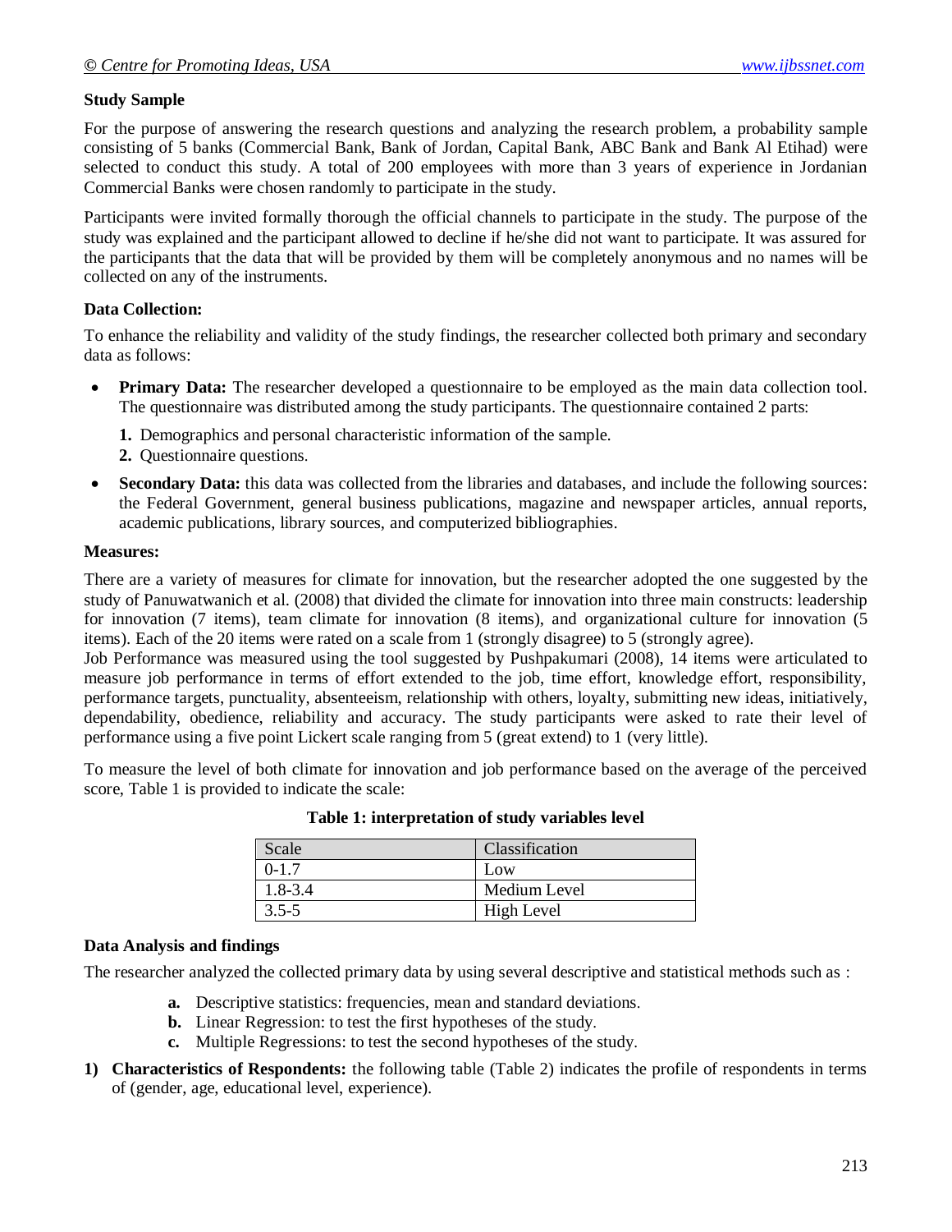**Study Sample**

For the purpose of answering the research questions and analyzing the research problem, a probability sample consisting of 5 banks (Commercial Bank, Bank of Jordan, Capital Bank, ABC Bank and Bank Al Etihad) were selected to conduct this study. A total of 200 employees with more than 3 years of experience in Jordanian Commercial Banks were chosen randomly to participate in the study.

Participants were invited formally thorough the official channels to participate in the study. The purpose of the study was explained and the participant allowed to decline if he/she did not want to participate. It was assured for the participants that the data that will be provided by them will be completely anonymous and no names will be collected on any of the instruments.

**Data Collection:**

To enhance the reliability and validity of the study findings, the researcher collected both primary and secondary data as follows:

- **Primary Data:** The researcher developed a questionnaire to be employed as the main data collection tool. The questionnaire was distributed among the study participants. The questionnaire contained 2 parts:
  1. Demographics and personal characteristic information of the sample.
  2. Questionnaire questions.
- **Secondary Data:** this data was collected from the libraries and databases, and include the following sources: the Federal Government, general business publications, magazine and newspaper articles, annual reports, academic publications, library sources, and computerized bibliographies.

**Measures:**

There are a variety of measures for climate for innovation, but the researcher adopted the one suggested by the study of Panuwatwanich et al. (2008) that divided the climate for innovation into three main constructs: leadership for innovation (7 items), team climate for innovation (8 items), and organizational culture for innovation (5 items). Each of the 20 items were rated on a scale from 1 (strongly disagree) to 5 (strongly agree).
Job Performance was measured using the tool suggested by Pushpakumari (2008), 14 items were articulated to measure job performance in terms of effort extended to the job, time effort, knowledge effort, responsibility, performance targets, punctuality, absenteeism, relationship with others, loyalty, submitting new ideas, initiatively, dependability, obedience, reliability and accuracy. The study participants were asked to rate their level of performance using a five point Lickert scale ranging from 5 (great extend) to 1 (very little).

To measure the level of both climate for innovation and job performance based on the average of the perceived score, Table 1 is provided to indicate the scale:

**Table 1: interpretation of study variables level**

| Scale | Classification |
|---|---|
| 0-1.7 | Low |
| 1.8-3.4 | Medium Level |
| 3.5-5 | High Level |

**Data Analysis and findings**

The researcher analyzed the collected primary data by using several descriptive and statistical methods such as :

- **a.** Descriptive statistics: frequencies, mean and standard deviations.
- **b.** Linear Regression: to test the first hypotheses of the study.
- **c.** Multiple Regressions: to test the second hypotheses of the study.

**1) Characteristics of Respondents:** the following table (Table 2) indicates the profile of respondents in terms of (gender, age, educational level, experience).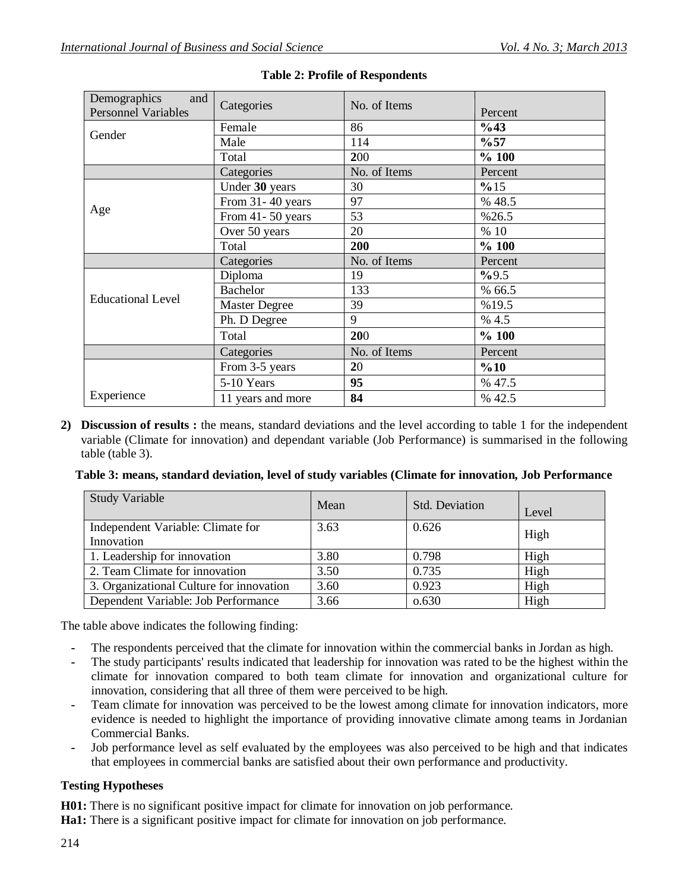**Table 2: Profile of Respondents**

| Demographics and Personnel Variables | Categories | No. of Items | Percent |
|---|---|---|---|
| Gender | Female | 86 | **%43** |
| | Male | 114 | **%57** |
| | Total | **2**00 | **% 100** |
| | Categories | No. of Items | Percent |
| Age | Under **30** years | 30 | **%**15 |
| | From 31- 40 years | 97 | % 48.5 |
| | From 41- 50 years | 53 | %26.5 |
| | Over 50 years | 20 | % 10 |
| | Total | **200** | **% 100** |
| | Categories | No. of Items | Percent |
| Educational Level | Diploma | 19 | **%**9.5 |
| | Bachelor | 133 | % 66.5 |
| | Master Degree | 39 | %19.5 |
| | Ph. D Degree | 9 | % 4.5 |
| | Total | **20**0 | **% 100** |
| | Categories | No. of Items | Percent |
| Experience | From 3-5 years | **2**0 | **%10** |
| | 5-10 Years | **95** | % 47.5 |
| | 11 years and more | **84** | % 42.5 |

2) **Discussion of results :** the means, standard deviations and the level according to table 1 for the independent variable (Climate for innovation) and dependant variable (Job Performance) is summarised in the following table (table 3).

**Table 3: means, standard deviation, level of study variables (Climate for innovation, Job Performance**

| Study Variable | Mean | Std. Deviation | Level |
|---|---|---|---|
| Independent Variable: Climate for Innovation | 3.63 | 0.626 | High |
| 1. Leadership for innovation | 3.80 | 0.798 | High |
| 2. Team Climate for innovation | 3.50 | 0.735 | High |
| 3. Organizational Culture for innovation | 3.60 | 0.923 | High |
| Dependent Variable: Job Performance | 3.66 | o.630 | High |

The table above indicates the following finding:

- The respondents perceived that the climate for innovation within the commercial banks in Jordan as high.
- The study participants' results indicated that leadership for innovation was rated to be the highest within the climate for innovation compared to both team climate for innovation and organizational culture for innovation, considering that all three of them were perceived to be high.
- Team climate for innovation was perceived to be the lowest among climate for innovation indicators, more evidence is needed to highlight the importance of providing innovative climate among teams in Jordanian Commercial Banks.
- Job performance level as self evaluated by the employees was also perceived to be high and that indicates that employees in commercial banks are satisfied about their own performance and productivity.

**Testing Hypotheses**

**H01:** There is no significant positive impact for climate for innovation on job performance.
**Ha1:** There is a significant positive impact for climate for innovation on job performance.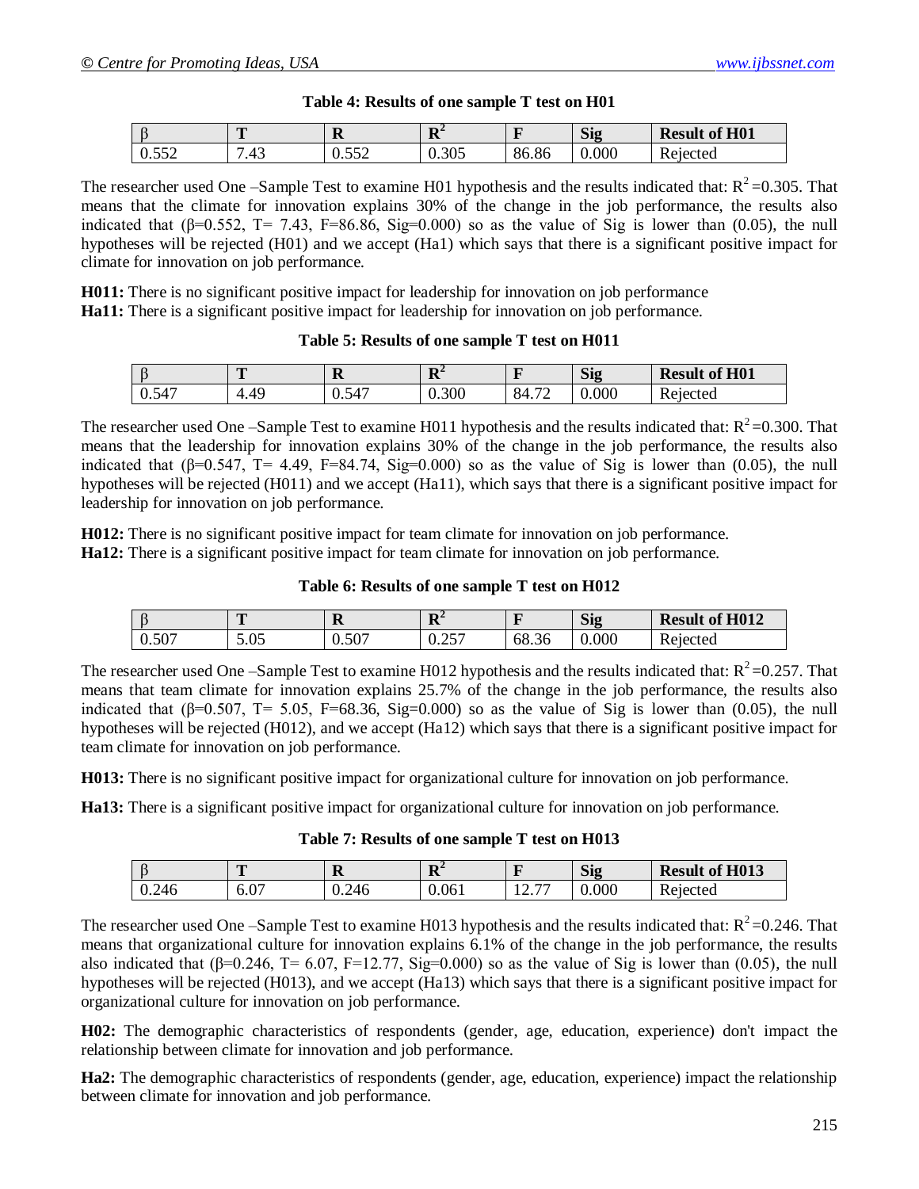**Table 4: Results of one sample T test on H01**

| β | T | R | $R^2$ | F | Sig | Result of H01 |
|---|---|---|---|---|---|---|
| 0.552 | 7.43 | 0.552 | 0.305 | 86.86 | 0.000 | Rejected |

The researcher used One –Sample Test to examine H01 hypothesis and the results indicated that: $R^2$ =0.305. That means that the climate for innovation explains 30% of the change in the job performance, the results also indicated that (β=0.552, T= 7.43, F=86.86, Sig=0.000) so as the value of Sig is lower than (0.05), the null hypotheses will be rejected (H01) and we accept (Ha1) which says that there is a significant positive impact for climate for innovation on job performance.

**H011:** There is no significant positive impact for leadership for innovation on job performance
**Ha11:** There is a significant positive impact for leadership for innovation on job performance.

**Table 5: Results of one sample T test on H011**

| β | T | R | $R^2$ | F | Sig | Result of H01 |
|---|---|---|---|---|---|---|
| 0.547 | 4.49 | 0.547 | 0.300 | 84.72 | 0.000 | Rejected |

The researcher used One –Sample Test to examine H011 hypothesis and the results indicated that: $R^2$ =0.300. That means that the leadership for innovation explains 30% of the change in the job performance, the results also indicated that (β=0.547, T= 4.49, F=84.74, Sig=0.000) so as the value of Sig is lower than (0.05), the null hypotheses will be rejected (H011) and we accept (Ha11), which says that there is a significant positive impact for leadership for innovation on job performance.

**H012:** There is no significant positive impact for team climate for innovation on job performance.
**Ha12:** There is a significant positive impact for team climate for innovation on job performance.

**Table 6: Results of one sample T test on H012**

| β | T | R | $R^2$ | F | Sig | Result of H012 |
|---|---|---|---|---|---|---|
| 0.507 | 5.05 | 0.507 | 0.257 | 68.36 | 0.000 | Rejected |

The researcher used One –Sample Test to examine H012 hypothesis and the results indicated that: $R^2$ =0.257. That means that team climate for innovation explains 25.7% of the change in the job performance, the results also indicated that (β=0.507, T= 5.05, F=68.36, Sig=0.000) so as the value of Sig is lower than (0.05), the null hypotheses will be rejected (H012), and we accept (Ha12) which says that there is a significant positive impact for team climate for innovation on job performance.

**H013:** There is no significant positive impact for organizational culture for innovation on job performance.

**Ha13:** There is a significant positive impact for organizational culture for innovation on job performance.

**Table 7: Results of one sample T test on H013**

| β | T | R | $R^2$ | F | Sig | Result of H013 |
|---|---|---|---|---|---|---|
| 0.246 | 6.07 | 0.246 | 0.061 | 12.77 | 0.000 | Rejected |

The researcher used One –Sample Test to examine H013 hypothesis and the results indicated that: $R^2$ =0.246. That means that organizational culture for innovation explains 6.1% of the change in the job performance, the results also indicated that (β=0.246, T= 6.07, F=12.77, Sig=0.000) so as the value of Sig is lower than (0.05), the null hypotheses will be rejected (H013), and we accept (Ha13) which says that there is a significant positive impact for organizational culture for innovation on job performance.

**H02:** The demographic characteristics of respondents (gender, age, education, experience) don't impact the relationship between climate for innovation and job performance.

**Ha2:** The demographic characteristics of respondents (gender, age, education, experience) impact the relationship between climate for innovation and job performance.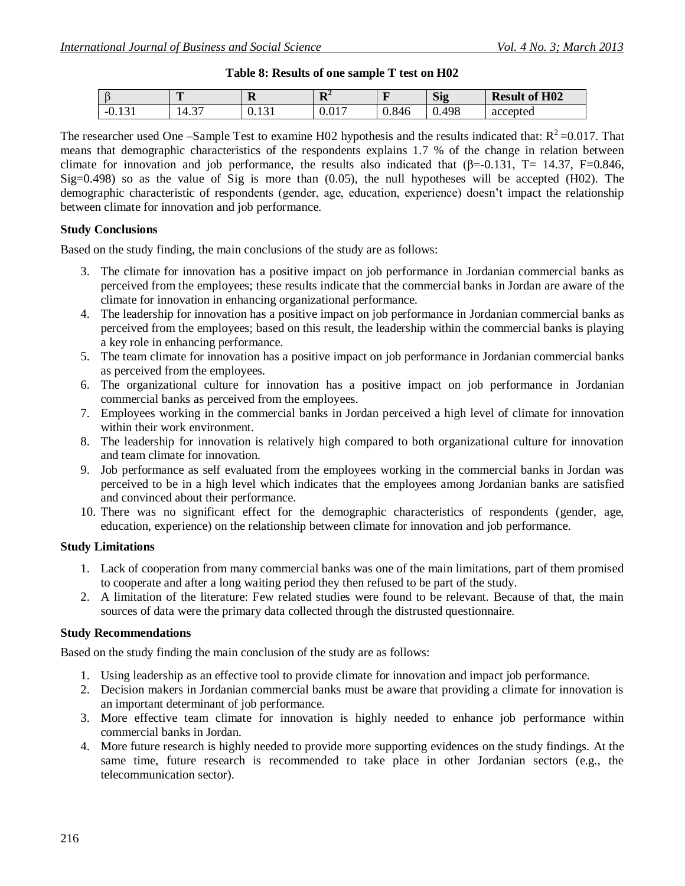**Table 8: Results of one sample T test on H02**

| β | T | R | $R^2$ | F | Sig | Result of H02 |
|---|---|---|---|---|---|---|
| -0.131 | 14.37 | 0.131 | 0.017 | 0.846 | 0.498 | accepted |

The researcher used One –Sample Test to examine H02 hypothesis and the results indicated that: $R^2$ =0.017. That means that demographic characteristics of the respondents explains 1.7 % of the change in relation between climate for innovation and job performance, the results also indicated that (β=-0.131, T= 14.37, F=0.846, Sig=0.498) so as the value of Sig is more than (0.05), the null hypotheses will be accepted (H02). The demographic characteristic of respondents (gender, age, education, experience) doesn't impact the relationship between climate for innovation and job performance.

**Study Conclusions**

Based on the study finding, the main conclusions of the study are as follows:

3. The climate for innovation has a positive impact on job performance in Jordanian commercial banks as perceived from the employees; these results indicate that the commercial banks in Jordan are aware of the climate for innovation in enhancing organizational performance.
4. The leadership for innovation has a positive impact on job performance in Jordanian commercial banks as perceived from the employees; based on this result, the leadership within the commercial banks is playing a key role in enhancing performance.
5. The team climate for innovation has a positive impact on job performance in Jordanian commercial banks as perceived from the employees.
6. The organizational culture for innovation has a positive impact on job performance in Jordanian commercial banks as perceived from the employees.
7. Employees working in the commercial banks in Jordan perceived a high level of climate for innovation within their work environment.
8. The leadership for innovation is relatively high compared to both organizational culture for innovation and team climate for innovation.
9. Job performance as self evaluated from the employees working in the commercial banks in Jordan was perceived to be in a high level which indicates that the employees among Jordanian banks are satisfied and convinced about their performance.
10. There was no significant effect for the demographic characteristics of respondents (gender, age, education, experience) on the relationship between climate for innovation and job performance.

**Study Limitations**

1. Lack of cooperation from many commercial banks was one of the main limitations, part of them promised to cooperate and after a long waiting period they then refused to be part of the study.
2. A limitation of the literature: Few related studies were found to be relevant. Because of that, the main sources of data were the primary data collected through the distrusted questionnaire.

**Study Recommendations**

Based on the study finding the main conclusion of the study are as follows:

1. Using leadership as an effective tool to provide climate for innovation and impact job performance.
2. Decision makers in Jordanian commercial banks must be aware that providing a climate for innovation is an important determinant of job performance.
3. More effective team climate for innovation is highly needed to enhance job performance within commercial banks in Jordan.
4. More future research is highly needed to provide more supporting evidences on the study findings. At the same time, future research is recommended to take place in other Jordanian sectors (e.g., the telecommunication sector).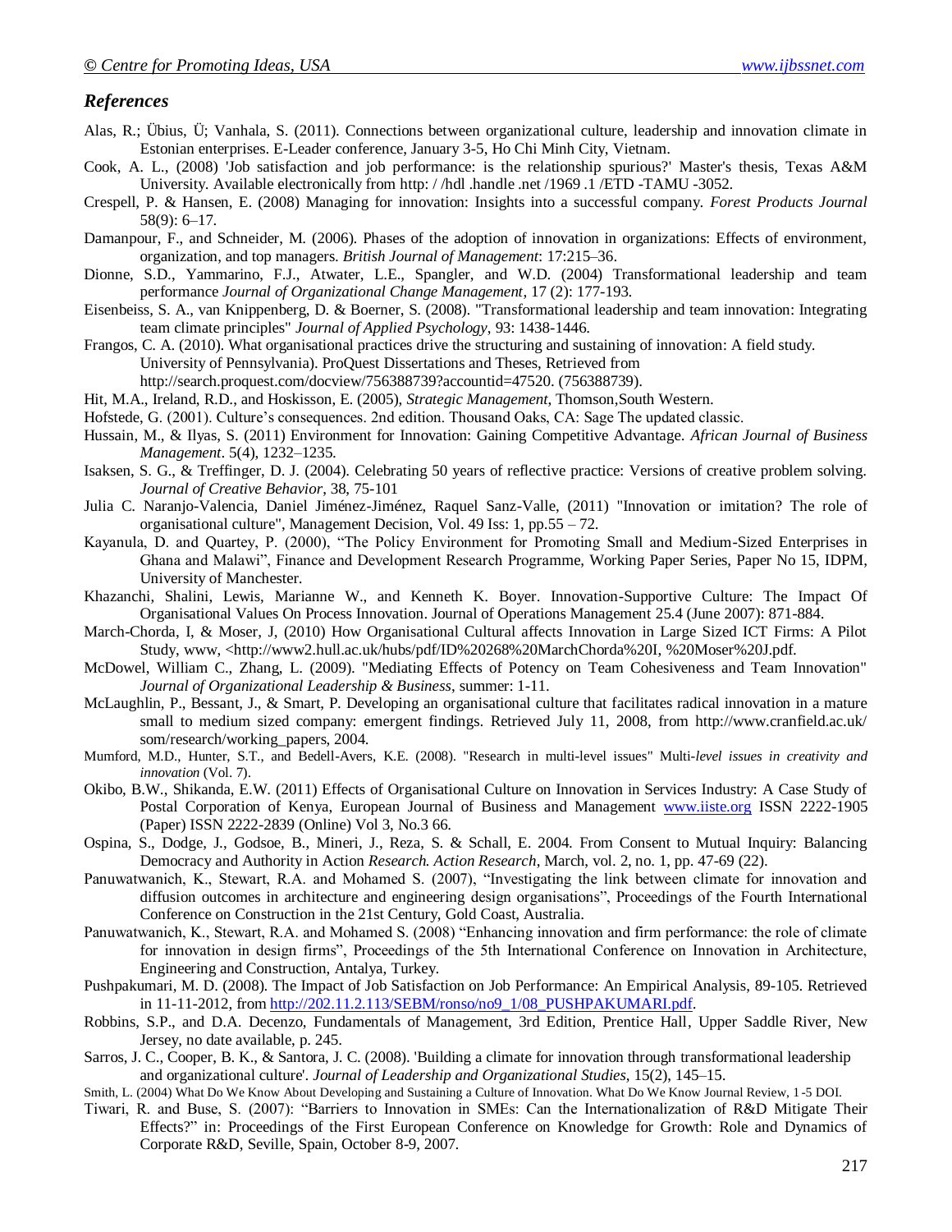## *References*

Alas, R.; Übius, Ü; Vanhala, S. (2011). Connections between organizational culture, leadership and innovation climate in Estonian enterprises. E-Leader conference, January 3-5, Ho Chi Minh City, Vietnam.

Cook, A. L., (2008) 'Job satisfaction and job performance: is the relationship spurious?' Master's thesis, Texas A&M University. Available electronically from http: / /hdl .handle .net /1969 .1 /ETD -TAMU -3052.

Crespell, P. & Hansen, E. (2008) Managing for innovation: Insights into a successful company. *Forest Products Journal* 58(9): 6–17.

Damanpour, F., and Schneider, M. (2006). Phases of the adoption of innovation in organizations: Effects of environment, organization, and top managers. *British Journal of Management*: 17:215–36.

Dionne, S.D., Yammarino, F.J., Atwater, L.E., Spangler, and W.D. (2004) Transformational leadership and team performance *Journal of Organizational Change Management*, 17 (2): 177-193.

Eisenbeiss, S. A., van Knippenberg, D. & Boerner, S. (2008). "Transformational leadership and team innovation: Integrating team climate principles" *Journal of Applied Psychology*, 93: 1438-1446.

Frangos, C. A. (2010). What organisational practices drive the structuring and sustaining of innovation: A field study. University of Pennsylvania). ProQuest Dissertations and Theses, Retrieved from http://search.proquest.com/docview/756388739?accountid=47520. (756388739).

Hit, M.A., Ireland, R.D., and Hoskisson, E. (2005), *Strategic Management*, Thomson,South Western.

Hofstede, G. (2001). Culture's consequences. 2nd edition. Thousand Oaks, CA: Sage The updated classic.

Hussain, M., & Ilyas, S. (2011) Environment for Innovation: Gaining Competitive Advantage. *African Journal of Business Management*. 5(4), 1232–1235.

Isaksen, S. G., & Treffinger, D. J. (2004). Celebrating 50 years of reflective practice: Versions of creative problem solving. *Journal of Creative Behavior*, 38, 75-101

Julia C. Naranjo-Valencia, Daniel Jiménez-Jiménez, Raquel Sanz-Valle, (2011) "Innovation or imitation? The role of organisational culture", Management Decision, Vol. 49 Iss: 1, pp.55 – 72.

Kayanula, D. and Quartey, P. (2000), "The Policy Environment for Promoting Small and Medium-Sized Enterprises in Ghana and Malawi", Finance and Development Research Programme, Working Paper Series, Paper No 15, IDPM, University of Manchester.

Khazanchi, Shalini, Lewis, Marianne W., and Kenneth K. Boyer. Innovation-Supportive Culture: The Impact Of Organisational Values On Process Innovation. Journal of Operations Management 25.4 (June 2007): 871-884.

March-Chorda, I, & Moser, J, (2010) How Organisational Cultural affects Innovation in Large Sized ICT Firms: A Pilot Study, www, <http://www2.hull.ac.uk/hubs/pdf/ID%20268%20MarchChorda%20I, %20Moser%20J.pdf.

McDowel, William C., Zhang, L. (2009). "Mediating Effects of Potency on Team Cohesiveness and Team Innovation" *Journal of Organizational Leadership & Business*, summer: 1-11.

McLaughlin, P., Bessant, J., & Smart, P. Developing an organisational culture that facilitates radical innovation in a mature small to medium sized company: emergent findings. Retrieved July 11, 2008, from http://www.cranfield.ac.uk/ som/research/working_papers, 2004.

Mumford, M.D., Hunter, S.T., and Bedell-Avers, K.E. (2008). "Research in multi-level issues" Multi-*level issues in creativity and innovation* (Vol. 7).

Okibo, B.W., Shikanda, E.W. (2011) Effects of Organisational Culture on Innovation in Services Industry: A Case Study of Postal Corporation of Kenya, European Journal of Business and Management www.iiste.org ISSN 2222-1905 (Paper) ISSN 2222-2839 (Online) Vol 3, No.3 66.

Ospina, S., Dodge, J., Godsoe, B., Mineri, J., Reza, S. & Schall, E. 2004. From Consent to Mutual Inquiry: Balancing Democracy and Authority in Action *Research. Action Research*, March, vol. 2, no. 1, pp. 47-69 (22).

Panuwatwanich, K., Stewart, R.A. and Mohamed S. (2007), "Investigating the link between climate for innovation and diffusion outcomes in architecture and engineering design organisations", Proceedings of the Fourth International Conference on Construction in the 21st Century, Gold Coast, Australia.

Panuwatwanich, K., Stewart, R.A. and Mohamed S. (2008) "Enhancing innovation and firm performance: the role of climate for innovation in design firms", Proceedings of the 5th International Conference on Innovation in Architecture, Engineering and Construction, Antalya, Turkey.

Pushpakumari, M. D. (2008). The Impact of Job Satisfaction on Job Performance: An Empirical Analysis, 89-105. Retrieved in 11-11-2012, from http://202.11.2.113/SEBM/ronso/no9_1/08_PUSHPAKUMARI.pdf.

Robbins, S.P., and D.A. Decenzo, Fundamentals of Management, 3rd Edition, Prentice Hall, Upper Saddle River, New Jersey, no date available, p. 245.

Sarros, J. C., Cooper, B. K., & Santora, J. C. (2008). 'Building a climate for innovation through transformational leadership and organizational culture'. *Journal of Leadership and Organizational Studies*, 15(2), 145–15.

Smith, L. (2004) What Do We Know About Developing and Sustaining a Culture of Innovation. What Do We Know Journal Review, 1-5 DOI.

Tiwari, R. and Buse, S. (2007): "Barriers to Innovation in SMEs: Can the Internationalization of R&D Mitigate Their Effects?" in: Proceedings of the First European Conference on Knowledge for Growth: Role and Dynamics of Corporate R&D, Seville, Spain, October 8-9, 2007.